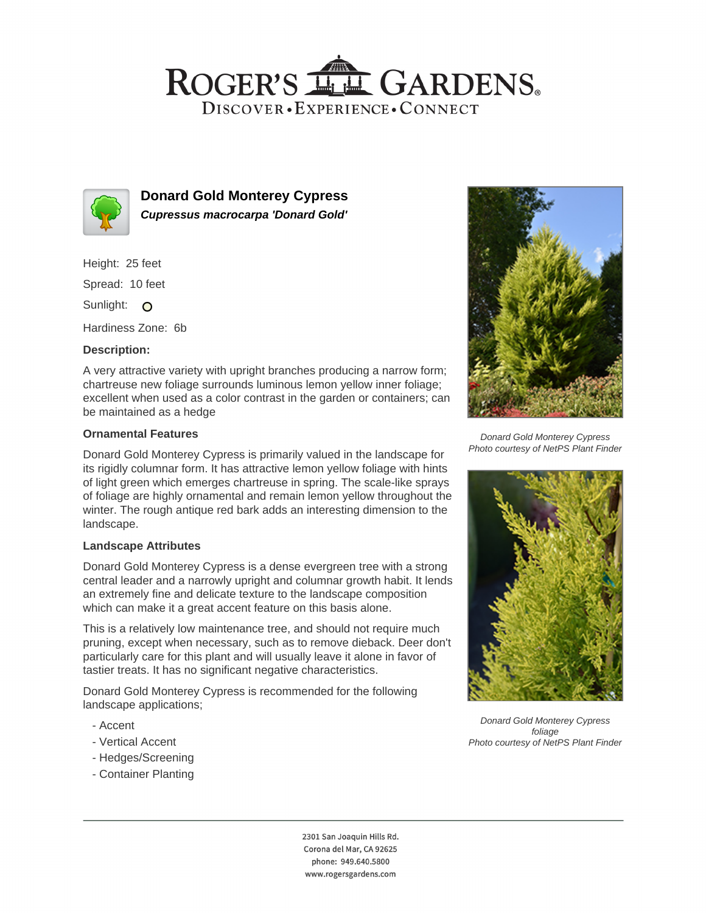# ROGER'S GARDENS

DISCOVER • EXPERIENCE • CONNECT

## Donard Gold Monterey Cypress

***Cupressus macrocarpa 'Donard Gold'***

Height: 25 feet

Spread: 10 feet

Sunlight: ○

Hardiness Zone: 6b

### Description:

A very attractive variety with upright branches producing a narrow form; chartreuse new foliage surrounds luminous lemon yellow inner foliage; excellent when used as a color contrast in the garden or containers; can be maintained as a hedge

### Ornamental Features

Donard Gold Monterey Cypress is primarily valued in the landscape for its rigidly columnar form. It has attractive lemon yellow foliage with hints of light green which emerges chartreuse in spring. The scale-like sprays of foliage are highly ornamental and remain lemon yellow throughout the winter. The rough antique red bark adds an interesting dimension to the landscape.

### Landscape Attributes

Donard Gold Monterey Cypress is a dense evergreen tree with a strong central leader and a narrowly upright and columnar growth habit. It lends an extremely fine and delicate texture to the landscape composition which can make it a great accent feature on this basis alone.

This is a relatively low maintenance tree, and should not require much pruning, except when necessary, such as to remove dieback. Deer don't particularly care for this plant and will usually leave it alone in favor of tastier treats. It has no significant negative characteristics.

Donard Gold Monterey Cypress is recommended for the following landscape applications;

- Accent
- Vertical Accent
- Hedges/Screening
- Container Planting

*Donard Gold Monterey Cypress*
*Photo courtesy of NetPS Plant Finder*

*Donard Gold Monterey Cypress foliage*
*Photo courtesy of NetPS Plant Finder*

2301 San Joaquin Hills Rd.
Corona del Mar, CA 92625
phone: 949.640.5800
www.rogersgardens.com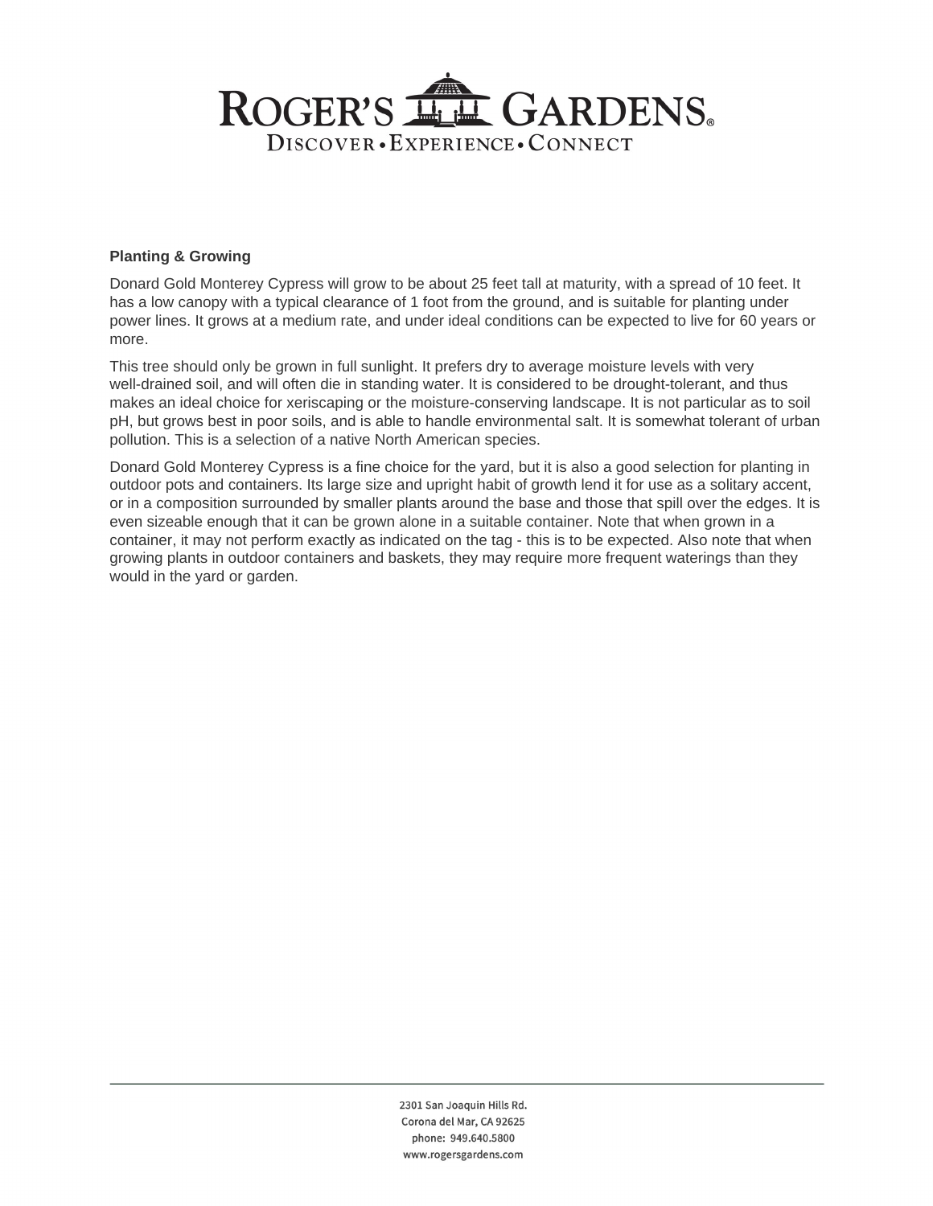### Planting & Growing

Donard Gold Monterey Cypress will grow to be about 25 feet tall at maturity, with a spread of 10 feet. It has a low canopy with a typical clearance of 1 foot from the ground, and is suitable for planting under power lines. It grows at a medium rate, and under ideal conditions can be expected to live for 60 years or more.

This tree should only be grown in full sunlight. It prefers dry to average moisture levels with very well-drained soil, and will often die in standing water. It is considered to be drought-tolerant, and thus makes an ideal choice for xeriscaping or the moisture-conserving landscape. It is not particular as to soil pH, but grows best in poor soils, and is able to handle environmental salt. It is somewhat tolerant of urban pollution. This is a selection of a native North American species.

Donard Gold Monterey Cypress is a fine choice for the yard, but it is also a good selection for planting in outdoor pots and containers. Its large size and upright habit of growth lend it for use as a solitary accent, or in a composition surrounded by smaller plants around the base and those that spill over the edges. It is even sizeable enough that it can be grown alone in a suitable container. Note that when grown in a container, it may not perform exactly as indicated on the tag - this is to be expected. Also note that when growing plants in outdoor containers and baskets, they may require more frequent waterings than they would in the yard or garden.